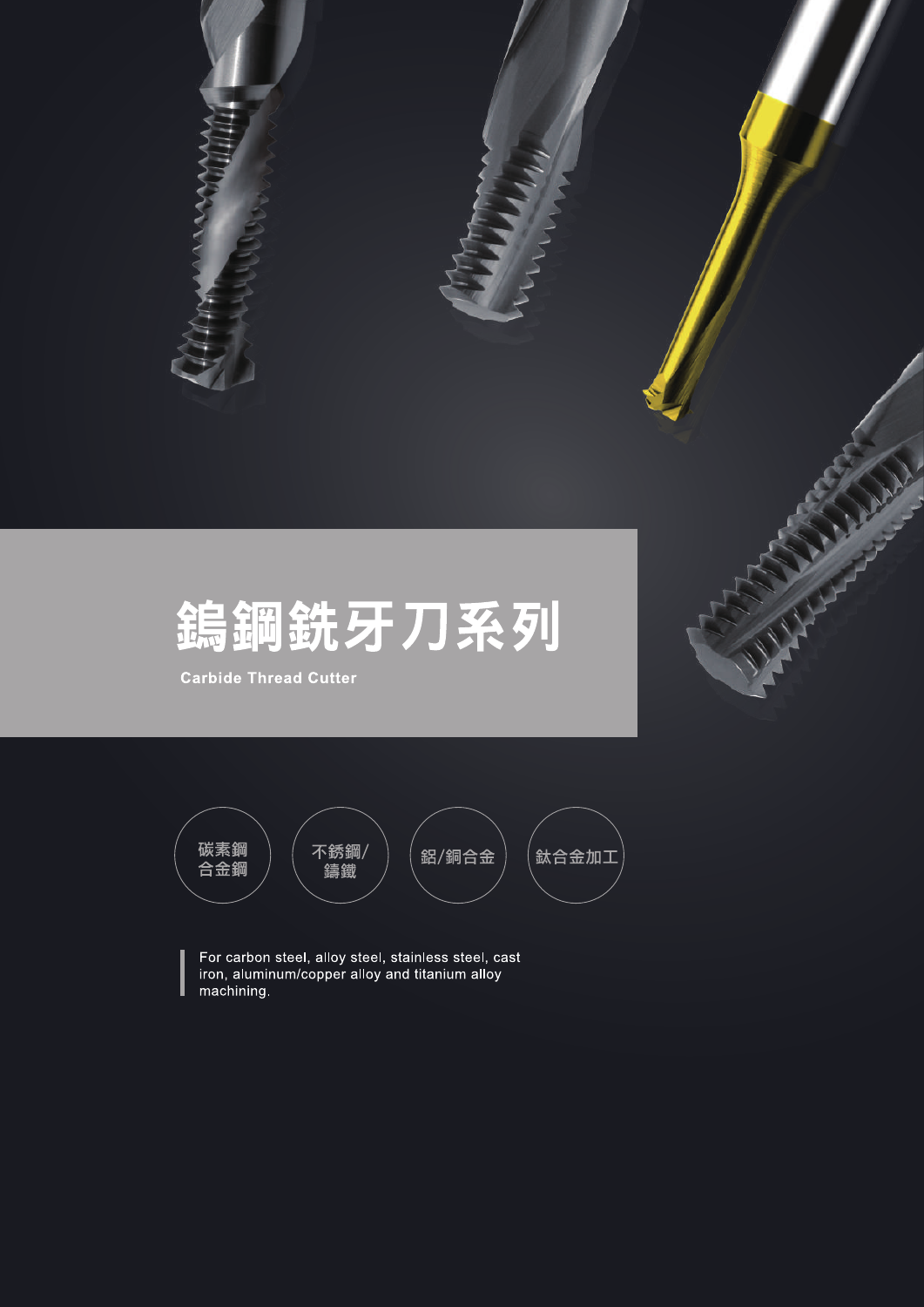# 鎢鋼銑牙刀系列

**Carbide Thread Cutter**

碳素鋼
合金鋼

不銹鋼/
鑄鐵

鋁/銅合金

鈦合金加工

For carbon steel, alloy steel, stainless steel, cast iron, aluminum/copper alloy and titanium alloy machining.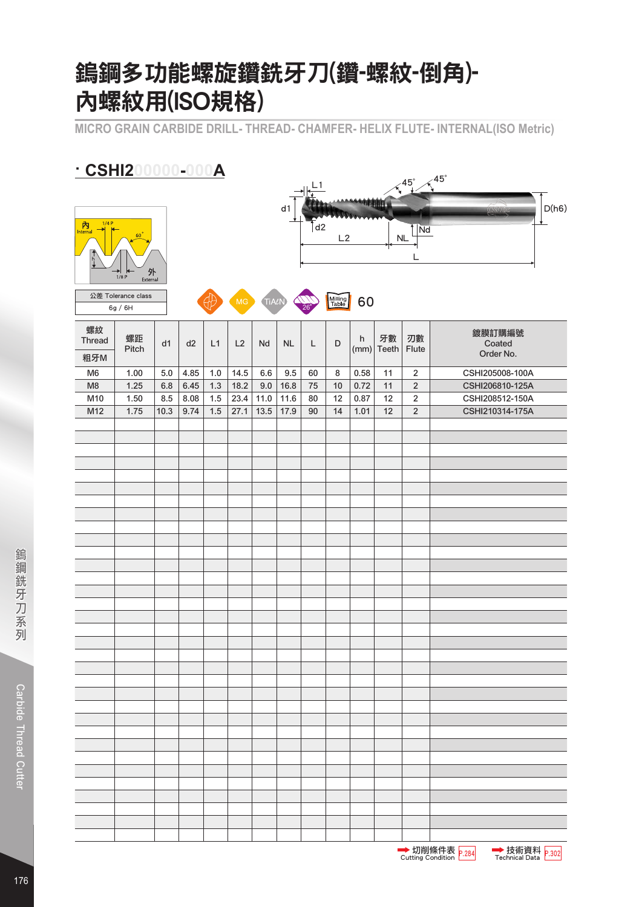# 鎢鋼多功能螺旋鑽銑牙刀(鑽-螺紋-倒角)-內螺紋用(ISO規格)

MICRO GRAIN CARBIDE DRILL- THREAD- CHAMFER- HELIX FLUTE- INTERNAL(ISO Metric)

## · CSHI200000-000A

| 公差 Tolerance class |
|---|
| 6g / 6H |

MG　TiAlN　26°　Milling Table 60

| 螺紋 Thread 粗牙M | 螺距 Pitch | d1 | d2 | L1 | L2 | Nd | NL | L | D | h (mm) | 牙數 Teeth | 刃數 Flute | 鍍膜訂購編號 Coated Order No. |
|---|---|---|---|---|---|---|---|---|---|---|---|---|---|
| M6 | 1.00 | 5.0 | 4.85 | 1.0 | 14.5 | 6.6 | 9.5 | 60 | 8 | 0.58 | 11 | 2 | CSHI205008-100A |
| M8 | 1.25 | 6.8 | 6.45 | 1.3 | 18.2 | 9.0 | 16.8 | 75 | 10 | 0.72 | 11 | 2 | CSHI206810-125A |
| M10 | 1.50 | 8.5 | 8.08 | 1.5 | 23.4 | 11.0 | 11.6 | 80 | 12 | 0.87 | 12 | 2 | CSHI208512-150A |
| M12 | 1.75 | 10.3 | 9.74 | 1.5 | 27.1 | 13.5 | 17.9 | 90 | 14 | 1.01 | 12 | 2 | CSHI210314-175A |

➡ 切削條件表 Cutting Condition P.284　➡ 技術資料 Technical Data P.302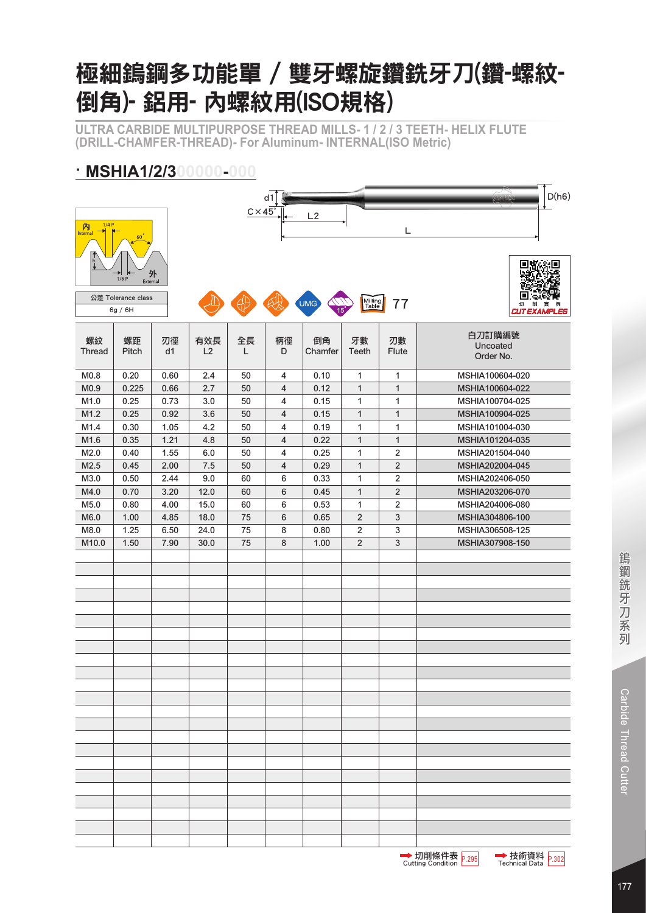# 極細鎢鋼多功能單 / 雙牙螺旋鑽銑牙刀(鑽-螺紋-倒角)- 鋁用- 內螺紋用(ISO規格)

**ULTRA CARBIDE MULTIPURPOSE THREAD MILLS- 1 / 2 / 3 TEETH- HELIX FLUTE (DRILL-CHAMFER-THREAD)- For Aluminum- INTERNAL(ISO Metric)**

## · MSHIA1/2/300000-000

d1 C×45° L2 L D(h6)

內 Internal 1/4 P 60° h 1/8 P 外 External

| 公差 Tolerance class |
|---|
| 6g / 6H |

UMG 15° Milling Table 77

切削實例 CUT EXAMPLES

| 螺紋 Thread | 螺距 Pitch | 刃徑 d1 | 有效長 L2 | 全長 L | 柄徑 D | 倒角 Chamfer | 牙數 Teeth | 刃數 Flute | 白刀訂購編號 Uncoated Order No. |
|---|---|---|---|---|---|---|---|---|---|
| M0.8 | 0.20 | 0.60 | 2.4 | 50 | 4 | 0.10 | 1 | 1 | MSHIA100604-020 |
| M0.9 | 0.225 | 0.66 | 2.7 | 50 | 4 | 0.12 | 1 | 1 | MSHIA100604-022 |
| M1.0 | 0.25 | 0.73 | 3.0 | 50 | 4 | 0.15 | 1 | 1 | MSHIA100704-025 |
| M1.2 | 0.25 | 0.92 | 3.6 | 50 | 4 | 0.15 | 1 | 1 | MSHIA100904-025 |
| M1.4 | 0.30 | 1.05 | 4.2 | 50 | 4 | 0.19 | 1 | 1 | MSHIA101004-030 |
| M1.6 | 0.35 | 1.21 | 4.8 | 50 | 4 | 0.22 | 1 | 1 | MSHIA101204-035 |
| M2.0 | 0.40 | 1.55 | 6.0 | 50 | 4 | 0.25 | 1 | 2 | MSHIA201504-040 |
| M2.5 | 0.45 | 2.00 | 7.5 | 50 | 4 | 0.29 | 1 | 2 | MSHIA202004-045 |
| M3.0 | 0.50 | 2.44 | 9.0 | 60 | 6 | 0.33 | 1 | 2 | MSHIA202406-050 |
| M4.0 | 0.70 | 3.20 | 12.0 | 60 | 6 | 0.45 | 1 | 2 | MSHIA203206-070 |
| M5.0 | 0.80 | 4.00 | 15.0 | 60 | 6 | 0.53 | 1 | 2 | MSHIA204006-080 |
| M6.0 | 1.00 | 4.85 | 18.0 | 75 | 6 | 0.65 | 2 | 3 | MSHIA304806-100 |
| M8.0 | 1.25 | 6.50 | 24.0 | 75 | 8 | 0.80 | 2 | 3 | MSHIA306508-125 |
| M10.0 | 1.50 | 7.90 | 30.0 | 75 | 8 | 1.00 | 2 | 3 | MSHIA307908-150 |

➡ 切削條件表 Cutting Condition P.295　➡ 技術資料 Technical Data P.302

鎢鋼銑牙刀系列 Carbide Thread Cutter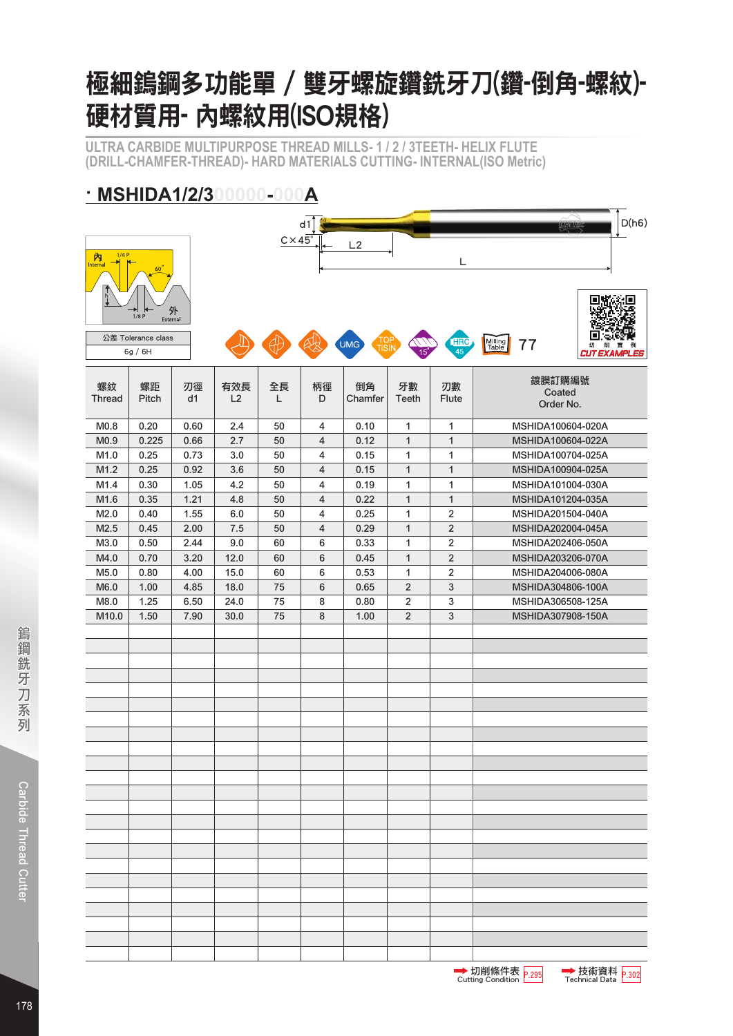# 極細鎢鋼多功能單 / 雙牙螺旋鑽銑牙刀(鑽-倒角-螺紋)-硬材質用- 內螺紋用(ISO規格)

ULTRA CARBIDE MULTIPURPOSE THREAD MILLS- 1 / 2 / 3TEETH- HELIX FLUTE (DRILL-CHAMFER-THREAD)- HARD MATERIALS CUTTING- INTERNAL(ISO Metric)

## · MSHIDA1/2/300000-000A

d1　C×45°　L2　L　D(h6)

內 Internal　1/4 P　60°　h　1/8 P　外 External

| 公差 Tolerance class |
|---|
| 6g / 6H |

UMG　TOP TiSiN　15°　HRC 45　Milling Table 77

切削實例 CUT EXAMPLES

| 螺紋 Thread | 螺距 Pitch | 刃徑 d1 | 有效長 L2 | 全長 L | 柄徑 D | 倒角 Chamfer | 牙數 Teeth | 刃數 Flute | 鍍膜訂購編號 Coated Order No. |
|---|---|---|---|---|---|---|---|---|---|
| M0.8 | 0.20 | 0.60 | 2.4 | 50 | 4 | 0.10 | 1 | 1 | MSHIDA100604-020A |
| M0.9 | 0.225 | 0.66 | 2.7 | 50 | 4 | 0.12 | 1 | 1 | MSHIDA100604-022A |
| M1.0 | 0.25 | 0.73 | 3.0 | 50 | 4 | 0.15 | 1 | 1 | MSHIDA100704-025A |
| M1.2 | 0.25 | 0.92 | 3.6 | 50 | 4 | 0.15 | 1 | 1 | MSHIDA100904-025A |
| M1.4 | 0.30 | 1.05 | 4.2 | 50 | 4 | 0.19 | 1 | 1 | MSHIDA101004-030A |
| M1.6 | 0.35 | 1.21 | 4.8 | 50 | 4 | 0.22 | 1 | 1 | MSHIDA101204-035A |
| M2.0 | 0.40 | 1.55 | 6.0 | 50 | 4 | 0.25 | 1 | 2 | MSHIDA201504-040A |
| M2.5 | 0.45 | 2.00 | 7.5 | 50 | 4 | 0.29 | 1 | 2 | MSHIDA202004-045A |
| M3.0 | 0.50 | 2.44 | 9.0 | 60 | 6 | 0.33 | 1 | 2 | MSHIDA202406-050A |
| M4.0 | 0.70 | 3.20 | 12.0 | 60 | 6 | 0.45 | 1 | 2 | MSHIDA203206-070A |
| M5.0 | 0.80 | 4.00 | 15.0 | 60 | 6 | 0.53 | 1 | 2 | MSHIDA204006-080A |
| M6.0 | 1.00 | 4.85 | 18.0 | 75 | 6 | 0.65 | 2 | 3 | MSHIDA304806-100A |
| M8.0 | 1.25 | 6.50 | 24.0 | 75 | 8 | 0.80 | 2 | 3 | MSHIDA306508-125A |
| M10.0 | 1.50 | 7.90 | 30.0 | 75 | 8 | 1.00 | 2 | 3 | MSHIDA307908-150A |

➡ 切削條件表 Cutting Condition P.295　➡ 技術資料 Technical Data P.302

鎢鋼銑牙刀系列 Carbide Thread Cutter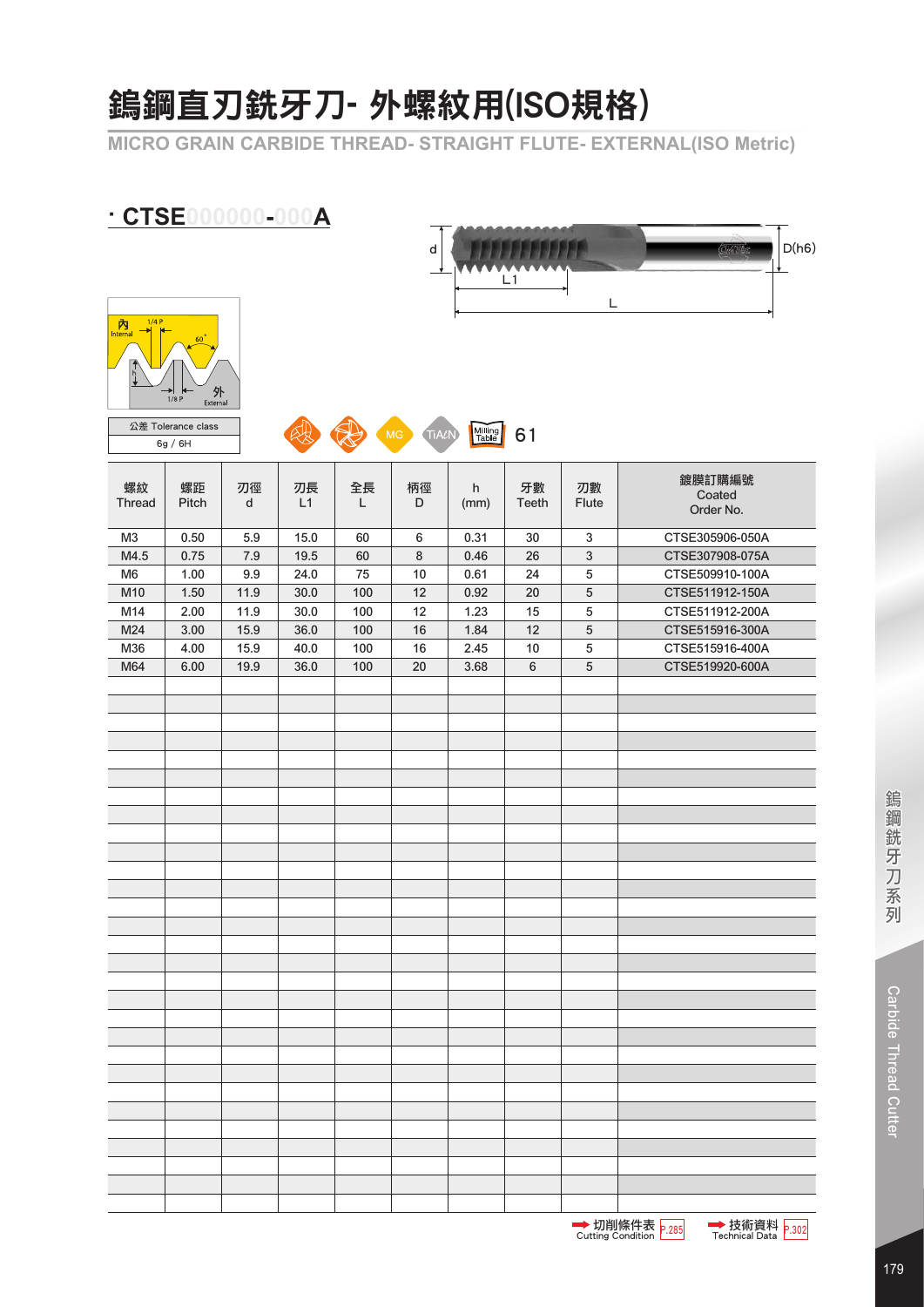# 鎢鋼直刃銑牙刀- 外螺紋用(ISO規格)

MICRO GRAIN CARBIDE THREAD- STRAIGHT FLUTE- EXTERNAL(ISO Metric)

## · CTSE000000-000A

| 公差 Tolerance class |
|---|
| 6g / 6H |

MG TiAlN Milling Table 61

| 螺紋 Thread | 螺距 Pitch | 刃徑 d | 刃長 L1 | 全長 L | 柄徑 D | h (mm) | 牙數 Teeth | 刃數 Flute | 鍍膜訂購編號 Coated Order No. |
|---|---|---|---|---|---|---|---|---|---|
| M3 | 0.50 | 5.9 | 15.0 | 60 | 6 | 0.31 | 30 | 3 | CTSE305906-050A |
| M4.5 | 0.75 | 7.9 | 19.5 | 60 | 8 | 0.46 | 26 | 3 | CTSE307908-075A |
| M6 | 1.00 | 9.9 | 24.0 | 75 | 10 | 0.61 | 24 | 5 | CTSE509910-100A |
| M10 | 1.50 | 11.9 | 30.0 | 100 | 12 | 0.92 | 20 | 5 | CTSE511912-150A |
| M14 | 2.00 | 11.9 | 30.0 | 100 | 12 | 1.23 | 15 | 5 | CTSE511912-200A |
| M24 | 3.00 | 15.9 | 36.0 | 100 | 16 | 1.84 | 12 | 5 | CTSE515916-300A |
| M36 | 4.00 | 15.9 | 40.0 | 100 | 16 | 2.45 | 10 | 5 | CTSE515916-400A |
| M64 | 6.00 | 19.9 | 36.0 | 100 | 20 | 3.68 | 6 | 5 | CTSE519920-600A |

➡ 切削條件表 Cutting Condition P.285　➡ 技術資料 Technical Data P.302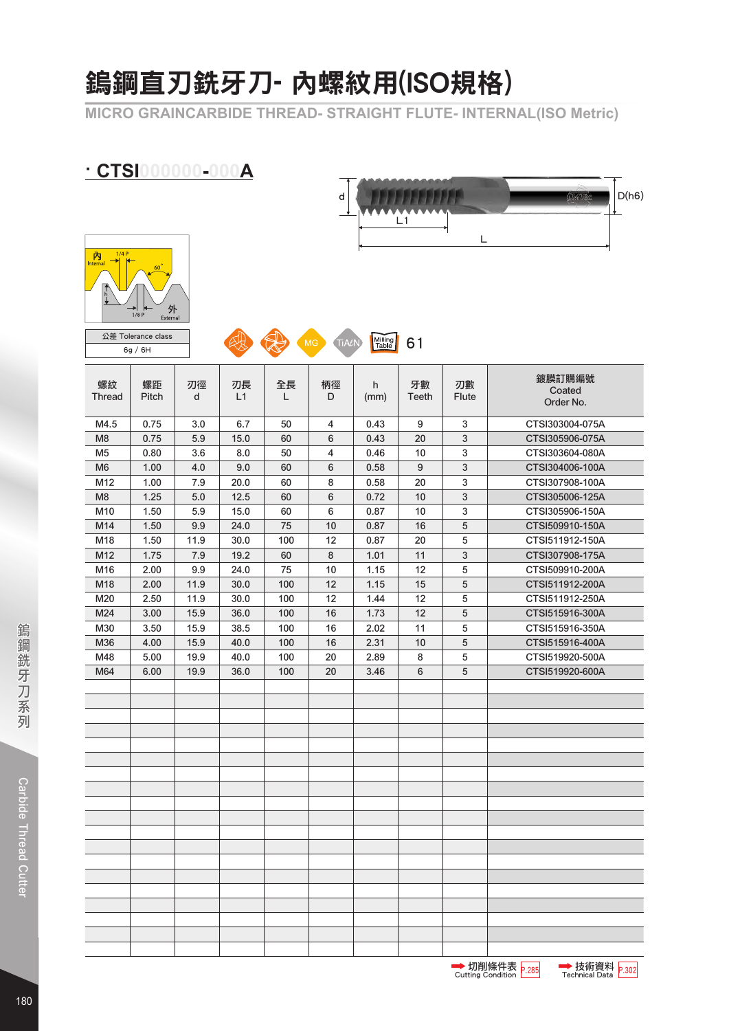# 鎢鋼直刃銑牙刀- 內螺紋用(ISO規格)

MICRO GRAINCARBIDE THREAD- STRAIGHT FLUTE- INTERNAL(ISO Metric)

· **CTSI000000-000A**

| 公差 Tolerance class |
|---|
| 6g / 6H |

MG TiAlN Milling Table 61

| 螺紋 Thread | 螺距 Pitch | 刃徑 d | 刃長 L1 | 全長 L | 柄徑 D | h (mm) | 牙數 Teeth | 刃數 Flute | 鍍膜訂購編號 Coated Order No. |
|---|---|---|---|---|---|---|---|---|---|
| M4.5 | 0.75 | 3.0 | 6.7 | 50 | 4 | 0.43 | 9 | 3 | CTSI303004-075A |
| M8 | 0.75 | 5.9 | 15.0 | 60 | 6 | 0.43 | 20 | 3 | CTSI305906-075A |
| M5 | 0.80 | 3.6 | 8.0 | 50 | 4 | 0.46 | 10 | 3 | CTSI303604-080A |
| M6 | 1.00 | 4.0 | 9.0 | 60 | 6 | 0.58 | 9 | 3 | CTSI304006-100A |
| M12 | 1.00 | 7.9 | 20.0 | 60 | 8 | 0.58 | 20 | 3 | CTSI307908-100A |
| M8 | 1.25 | 5.0 | 12.5 | 60 | 6 | 0.72 | 10 | 3 | CTSI305006-125A |
| M10 | 1.50 | 5.9 | 15.0 | 60 | 6 | 0.87 | 10 | 3 | CTSI305906-150A |
| M14 | 1.50 | 9.9 | 24.0 | 75 | 10 | 0.87 | 16 | 5 | CTSI509910-150A |
| M18 | 1.50 | 11.9 | 30.0 | 100 | 12 | 0.87 | 20 | 5 | CTSI511912-150A |
| M12 | 1.75 | 7.9 | 19.2 | 60 | 8 | 1.01 | 11 | 3 | CTSI307908-175A |
| M16 | 2.00 | 9.9 | 24.0 | 75 | 10 | 1.15 | 12 | 5 | CTSI509910-200A |
| M18 | 2.00 | 11.9 | 30.0 | 100 | 12 | 1.15 | 15 | 5 | CTSI511912-200A |
| M20 | 2.50 | 11.9 | 30.0 | 100 | 12 | 1.44 | 12 | 5 | CTSI511912-250A |
| M24 | 3.00 | 15.9 | 36.0 | 100 | 16 | 1.73 | 12 | 5 | CTSI515916-300A |
| M30 | 3.50 | 15.9 | 38.5 | 100 | 16 | 2.02 | 11 | 5 | CTSI515916-350A |
| M36 | 4.00 | 15.9 | 40.0 | 100 | 16 | 2.31 | 10 | 5 | CTSI515916-400A |
| M48 | 5.00 | 19.9 | 40.0 | 100 | 20 | 2.89 | 8 | 5 | CTSI519920-500A |
| M64 | 6.00 | 19.9 | 36.0 | 100 | 20 | 3.46 | 6 | 5 | CTSI519920-600A |

切削條件表 Cutting Condition P.285　技術資料 Technical Data P.302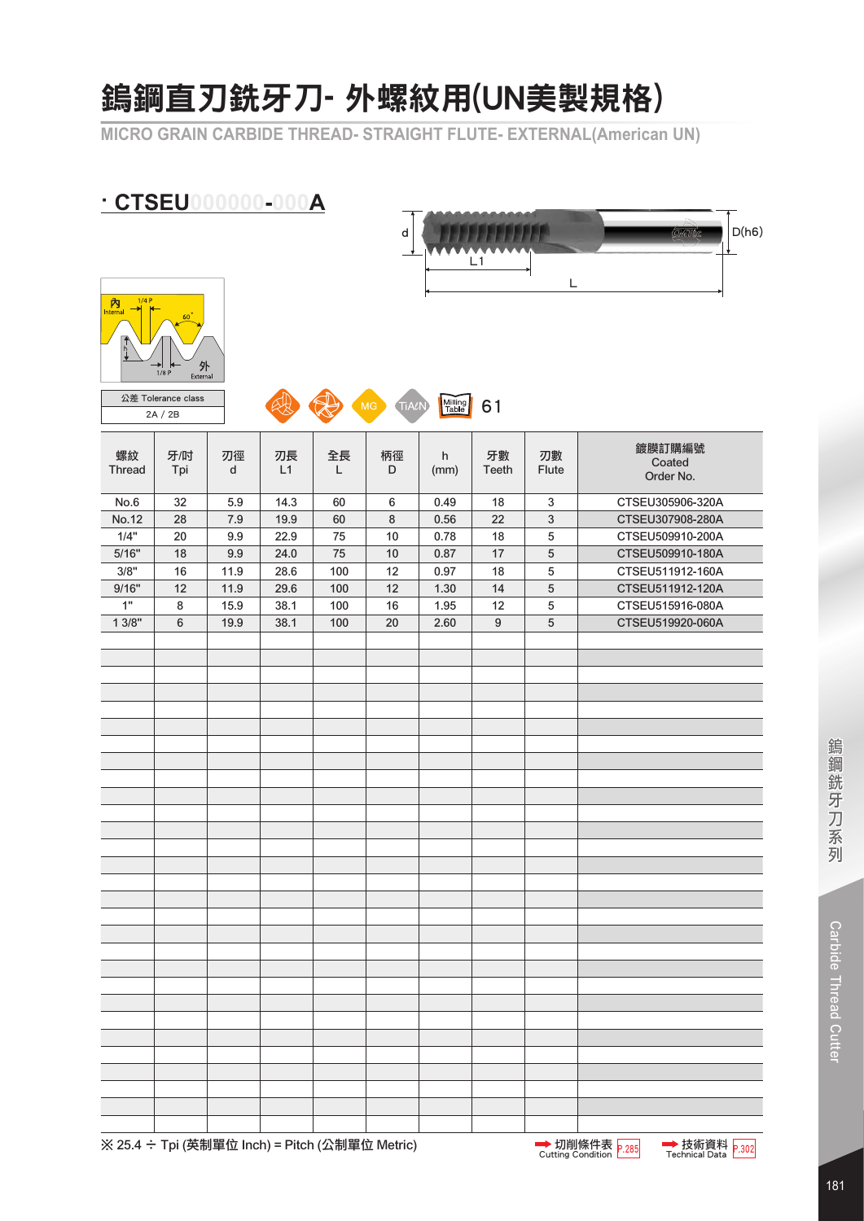# 鎢鋼直刃銑牙刀- 外螺紋用(UN美製規格)

MICRO GRAIN CARBIDE THREAD- STRAIGHT FLUTE- EXTERNAL(American UN)

## · CTSEU000000-000A

| 公差 Tolerance class |
|---|
| 2A / 2B |

MG　TiAlN　Milling Table 61

| 螺紋 Thread | 牙/吋 Tpi | 刃徑 d | 刃長 L1 | 全長 L | 柄徑 D | h (mm) | 牙數 Teeth | 刃數 Flute | 鍍膜訂購編號 Coated Order No. |
|---|---|---|---|---|---|---|---|---|---|
| No.6 | 32 | 5.9 | 14.3 | 60 | 6 | 0.49 | 18 | 3 | CTSEU305906-320A |
| No.12 | 28 | 7.9 | 19.9 | 60 | 8 | 0.56 | 22 | 3 | CTSEU307908-280A |
| 1/4" | 20 | 9.9 | 22.9 | 75 | 10 | 0.78 | 18 | 5 | CTSEU509910-200A |
| 5/16" | 18 | 9.9 | 24.0 | 75 | 10 | 0.87 | 17 | 5 | CTSEU509910-180A |
| 3/8" | 16 | 11.9 | 28.6 | 100 | 12 | 0.97 | 18 | 5 | CTSEU511912-160A |
| 9/16" | 12 | 11.9 | 29.6 | 100 | 12 | 1.30 | 14 | 5 | CTSEU511912-120A |
| 1" | 8 | 15.9 | 38.1 | 100 | 16 | 1.95 | 12 | 5 | CTSEU515916-080A |
| 1 3/8" | 6 | 19.9 | 38.1 | 100 | 20 | 2.60 | 9 | 5 | CTSEU519920-060A |

※ 25.4 ÷ Tpi (英制單位 Inch) = Pitch (公制單位 Metric)

切削條件表 Cutting Condition P.285　技術資料 Technical Data P.302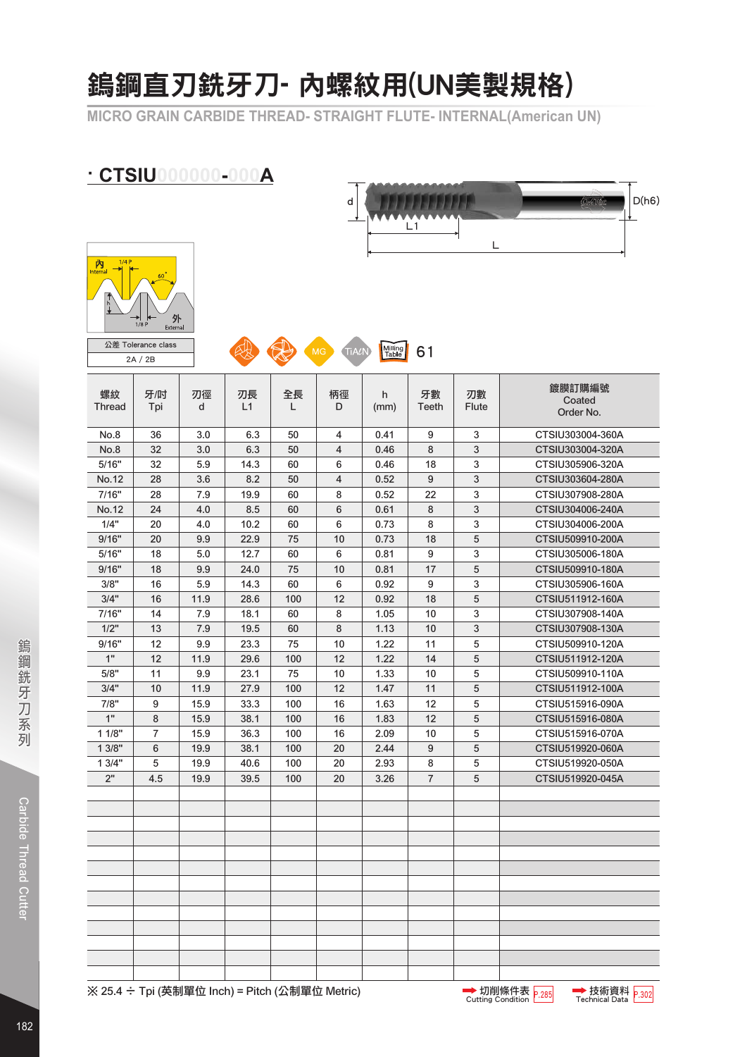# 鎢鋼直刃銑牙刀- 內螺紋用(UN美製規格)

MICRO GRAIN CARBIDE THREAD- STRAIGHT FLUTE- INTERNAL(American UN)

**· CTSIU000000-000A**

d L1 L D(h6)

內 Internal 1/4 P 60° h 1/8 P 外 External

| 公差 Tolerance class |
|---|
| 2A / 2B |

MG TiAlN Milling Table 61

| 螺紋 Thread | 牙/吋 Tpi | 刃徑 d | 刃長 L1 | 全長 L | 柄徑 D | h (mm) | 牙數 Teeth | 刃數 Flute | 鍍膜訂購編號 Coated Order No. |
|---|---|---|---|---|---|---|---|---|---|
| No.8 | 36 | 3.0 | 6.3 | 50 | 4 | 0.41 | 9 | 3 | CTSIU303004-360A |
| No.8 | 32 | 3.0 | 6.3 | 50 | 4 | 0.46 | 8 | 3 | CTSIU303004-320A |
| 5/16" | 32 | 5.9 | 14.3 | 60 | 6 | 0.46 | 18 | 3 | CTSIU305906-320A |
| No.12 | 28 | 3.6 | 8.2 | 50 | 4 | 0.52 | 9 | 3 | CTSIU303604-280A |
| 7/16" | 28 | 7.9 | 19.9 | 60 | 8 | 0.52 | 22 | 3 | CTSIU307908-280A |
| No.12 | 24 | 4.0 | 8.5 | 60 | 6 | 0.61 | 8 | 3 | CTSIU304006-240A |
| 1/4" | 20 | 4.0 | 10.2 | 60 | 6 | 0.73 | 8 | 3 | CTSIU304006-200A |
| 9/16" | 20 | 9.9 | 22.9 | 75 | 10 | 0.73 | 18 | 5 | CTSIU509910-200A |
| 5/16" | 18 | 5.0 | 12.7 | 60 | 6 | 0.81 | 9 | 3 | CTSIU305006-180A |
| 9/16" | 18 | 9.9 | 24.0 | 75 | 10 | 0.81 | 17 | 5 | CTSIU509910-180A |
| 3/8" | 16 | 5.9 | 14.3 | 60 | 6 | 0.92 | 9 | 3 | CTSIU305906-160A |
| 3/4" | 16 | 11.9 | 28.6 | 100 | 12 | 0.92 | 18 | 5 | CTSIU511912-160A |
| 7/16" | 14 | 7.9 | 18.1 | 60 | 8 | 1.05 | 10 | 3 | CTSIU307908-140A |
| 1/2" | 13 | 7.9 | 19.5 | 60 | 8 | 1.13 | 10 | 3 | CTSIU307908-130A |
| 9/16" | 12 | 9.9 | 23.3 | 75 | 10 | 1.22 | 11 | 5 | CTSIU509910-120A |
| 1" | 12 | 11.9 | 29.6 | 100 | 12 | 1.22 | 14 | 5 | CTSIU511912-120A |
| 5/8" | 11 | 9.9 | 23.1 | 75 | 10 | 1.33 | 10 | 5 | CTSIU509910-110A |
| 3/4" | 10 | 11.9 | 27.9 | 100 | 12 | 1.47 | 11 | 5 | CTSIU511912-100A |
| 7/8" | 9 | 15.9 | 33.3 | 100 | 16 | 1.63 | 12 | 5 | CTSIU515916-090A |
| 1" | 8 | 15.9 | 38.1 | 100 | 16 | 1.83 | 12 | 5 | CTSIU515916-080A |
| 1 1/8" | 7 | 15.9 | 36.3 | 100 | 16 | 2.09 | 10 | 5 | CTSIU515916-070A |
| 1 3/8" | 6 | 19.9 | 38.1 | 100 | 20 | 2.44 | 9 | 5 | CTSIU519920-060A |
| 1 3/4" | 5 | 19.9 | 40.6 | 100 | 20 | 2.93 | 8 | 5 | CTSIU519920-050A |
| 2" | 4.5 | 19.9 | 39.5 | 100 | 20 | 3.26 | 7 | 5 | CTSIU519920-045A |

※ 25.4 ÷ Tpi (英制單位 Inch) = Pitch (公制單位 Metric)

切削條件表 Cutting Condition P.285 技術資料 Technical Data P.302

鎢鋼銑牙刀系列 Carbide Thread Cutter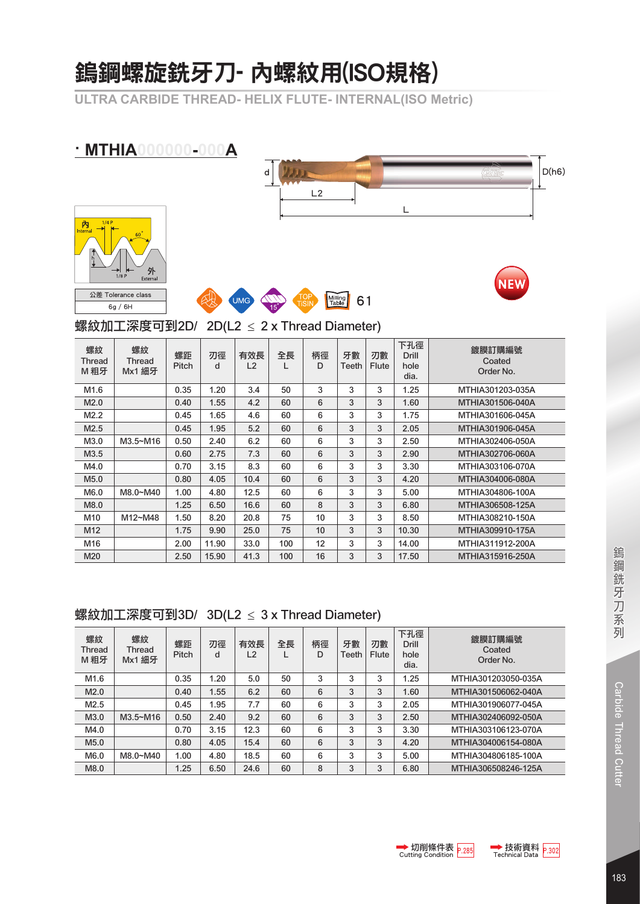# 鎢鋼螺旋銑牙刀- 內螺紋用(ISO規格)

## ULTRA CARBIDE THREAD- HELIX FLUTE- INTERNAL(ISO Metric)

### · MTHIA000000-000A

d　L2　L　D(h6)

內 Internal　1/4 P　60°　h　1/8 P　外 External

| 公差 Tolerance class |
|---|
| 6g / 6H |

UMG　15°　TOP TiSiN　Milling Table 61

NEW

### 螺紋加工深度可到2D/ 2D(L2 ≤ 2 x Thread Diameter)

| 螺紋 Thread M 粗牙 | 螺紋 Thread Mx1 細牙 | 螺距 Pitch | 刃徑 d | 有效長 L2 | 全長 L | 柄徑 D | 牙數 Teeth | 刃數 Flute | 下孔徑 Drill hole dia. | 鍍膜訂購編號 Coated Order No. |
|---|---|---|---|---|---|---|---|---|---|---|
| M1.6 | | 0.35 | 1.20 | 3.4 | 50 | 3 | 3 | 3 | 1.25 | MTHIA301203-035A |
| M2.0 | | 0.40 | 1.55 | 4.2 | 60 | 6 | 3 | 3 | 1.60 | MTHIA301506-040A |
| M2.2 | | 0.45 | 1.65 | 4.6 | 60 | 6 | 3 | 3 | 1.75 | MTHIA301606-045A |
| M2.5 | | 0.45 | 1.95 | 5.2 | 60 | 6 | 3 | 3 | 2.05 | MTHIA301906-045A |
| M3.0 | M3.5~M16 | 0.50 | 2.40 | 6.2 | 60 | 6 | 3 | 3 | 2.50 | MTHIA302406-050A |
| M3.5 | | 0.60 | 2.75 | 7.3 | 60 | 6 | 3 | 3 | 2.90 | MTHIA302706-060A |
| M4.0 | | 0.70 | 3.15 | 8.3 | 60 | 6 | 3 | 3 | 3.30 | MTHIA303106-070A |
| M5.0 | | 0.80 | 4.05 | 10.4 | 60 | 6 | 3 | 3 | 4.20 | MTHIA304006-080A |
| M6.0 | M8.0~M40 | 1.00 | 4.80 | 12.5 | 60 | 6 | 3 | 3 | 5.00 | MTHIA304806-100A |
| M8.0 | | 1.25 | 6.50 | 16.6 | 60 | 8 | 3 | 3 | 6.80 | MTHIA306508-125A |
| M10 | M12~M48 | 1.50 | 8.20 | 20.8 | 75 | 10 | 3 | 3 | 8.50 | MTHIA308210-150A |
| M12 | | 1.75 | 9.90 | 25.0 | 75 | 10 | 3 | 3 | 10.30 | MTHIA309910-175A |
| M16 | | 2.00 | 11.90 | 33.0 | 100 | 12 | 3 | 3 | 14.00 | MTHIA311912-200A |
| M20 | | 2.50 | 15.90 | 41.3 | 100 | 16 | 3 | 3 | 17.50 | MTHIA315916-250A |

### 螺紋加工深度可到3D/ 3D(L2 ≤ 3 x Thread Diameter)

| 螺紋 Thread M 粗牙 | 螺紋 Thread Mx1 細牙 | 螺距 Pitch | 刃徑 d | 有效長 L2 | 全長 L | 柄徑 D | 牙數 Teeth | 刃數 Flute | 下孔徑 Drill hole dia. | 鍍膜訂購編號 Coated Order No. |
|---|---|---|---|---|---|---|---|---|---|---|
| M1.6 | | 0.35 | 1.20 | 5.0 | 50 | 3 | 3 | 3 | 1.25 | MTHIA301203050-035A |
| M2.0 | | 0.40 | 1.55 | 6.2 | 60 | 6 | 3 | 3 | 1.60 | MTHIA301506062-040A |
| M2.5 | | 0.45 | 1.95 | 7.7 | 60 | 6 | 3 | 3 | 2.05 | MTHIA301906077-045A |
| M3.0 | M3.5~M16 | 0.50 | 2.40 | 9.2 | 60 | 6 | 3 | 3 | 2.50 | MTHIA302406092-050A |
| M4.0 | | 0.70 | 3.15 | 12.3 | 60 | 6 | 3 | 3 | 3.30 | MTHIA303106123-070A |
| M5.0 | | 0.80 | 4.05 | 15.4 | 60 | 6 | 3 | 3 | 4.20 | MTHIA304006154-080A |
| M6.0 | M8.0~M40 | 1.00 | 4.80 | 18.5 | 60 | 6 | 3 | 3 | 5.00 | MTHIA304806185-100A |
| M8.0 | | 1.25 | 6.50 | 24.6 | 60 | 8 | 3 | 3 | 6.80 | MTHIA306508246-125A |

➡ 切削條件表 Cutting Condition P.285　➡ 技術資料 Technical Data P.302

鎢鋼銑牙刀系列 Carbide Thread Cutter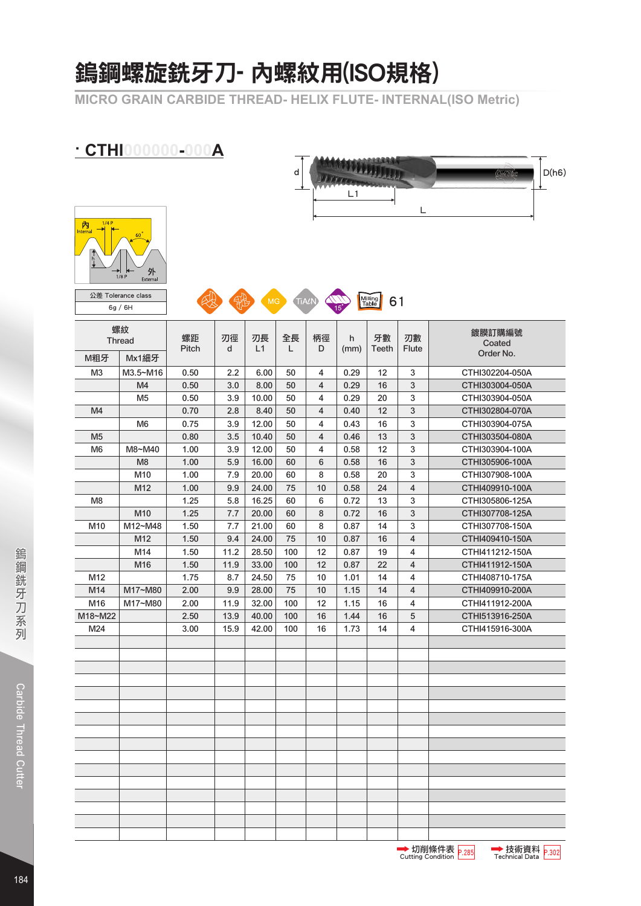# 鎢鋼螺旋銑牙刀- 內螺紋用(ISO規格)

## MICRO GRAIN CARBIDE THREAD- HELIX FLUTE- INTERNAL(ISO Metric)

### · CTHI000000-000A

d　L1　L　D(h6)

內 Internal　1/4 P　60°　h　1/8 P　外 External

| 公差 Tolerance class |
|---|
| 6g / 6H |

MG　TiAlN　15°　Milling Table 61

| 螺紋 Thread | | 螺距 Pitch | 刃徑 d | 刃長 L1 | 全長 L | 柄徑 D | h (mm) | 牙數 Teeth | 刃數 Flute | 鍍膜訂購編號 Coated Order No. |
|---|---|---|---|---|---|---|---|---|---|---|
| M粗牙 | Mx1細牙 | | | | | | | | | |
| M3 | M3.5~M16 | 0.50 | 2.2 | 6.00 | 50 | 4 | 0.29 | 12 | 3 | CTHI302204-050A |
| | M4 | 0.50 | 3.0 | 8.00 | 50 | 4 | 0.29 | 16 | 3 | CTHI303004-050A |
| | M5 | 0.50 | 3.9 | 10.00 | 50 | 4 | 0.29 | 20 | 3 | CTHI303904-050A |
| M4 | | 0.70 | 2.8 | 8.40 | 50 | 4 | 0.40 | 12 | 3 | CTHI302804-070A |
| | M6 | 0.75 | 3.9 | 12.00 | 50 | 4 | 0.43 | 16 | 3 | CTHI303904-075A |
| M5 | | 0.80 | 3.5 | 10.40 | 50 | 4 | 0.46 | 13 | 3 | CTHI303504-080A |
| M6 | M8~M40 | 1.00 | 3.9 | 12.00 | 50 | 4 | 0.58 | 12 | 3 | CTHI303904-100A |
| | M8 | 1.00 | 5.9 | 16.00 | 60 | 6 | 0.58 | 16 | 3 | CTHI305906-100A |
| | M10 | 1.00 | 7.9 | 20.00 | 60 | 8 | 0.58 | 20 | 3 | CTHI307908-100A |
| | M12 | 1.00 | 9.9 | 24.00 | 75 | 10 | 0.58 | 24 | 4 | CTHI409910-100A |
| M8 | | 1.25 | 5.8 | 16.25 | 60 | 6 | 0.72 | 13 | 3 | CTHI305806-125A |
| | M10 | 1.25 | 7.7 | 20.00 | 60 | 8 | 0.72 | 16 | 3 | CTHI307708-125A |
| M10 | M12~M48 | 1.50 | 7.7 | 21.00 | 60 | 8 | 0.87 | 14 | 3 | CTHI307708-150A |
| | M12 | 1.50 | 9.4 | 24.00 | 75 | 10 | 0.87 | 16 | 4 | CTHI409410-150A |
| | M14 | 1.50 | 11.2 | 28.50 | 100 | 12 | 0.87 | 19 | 4 | CTHI411212-150A |
| | M16 | 1.50 | 11.9 | 33.00 | 100 | 12 | 0.87 | 22 | 4 | CTHI411912-150A |
| M12 | | 1.75 | 8.7 | 24.50 | 75 | 10 | 1.01 | 14 | 4 | CTHI408710-175A |
| M14 | M17~M80 | 2.00 | 9.9 | 28.00 | 75 | 10 | 1.15 | 14 | 4 | CTHI409910-200A |
| M16 | M17~M80 | 2.00 | 11.9 | 32.00 | 100 | 12 | 1.15 | 16 | 4 | CTHI411912-200A |
| M18~M22 | | 2.50 | 13.9 | 40.00 | 100 | 16 | 1.44 | 16 | 5 | CTHI513916-250A |
| M24 | | 3.00 | 15.9 | 42.00 | 100 | 16 | 1.73 | 14 | 4 | CTHI415916-300A |

➡ 切削條件表 Cutting Condition P.285　➡ 技術資料 Technical Data P.302

鎢鋼銑牙刀系列 Carbide Thread Cutter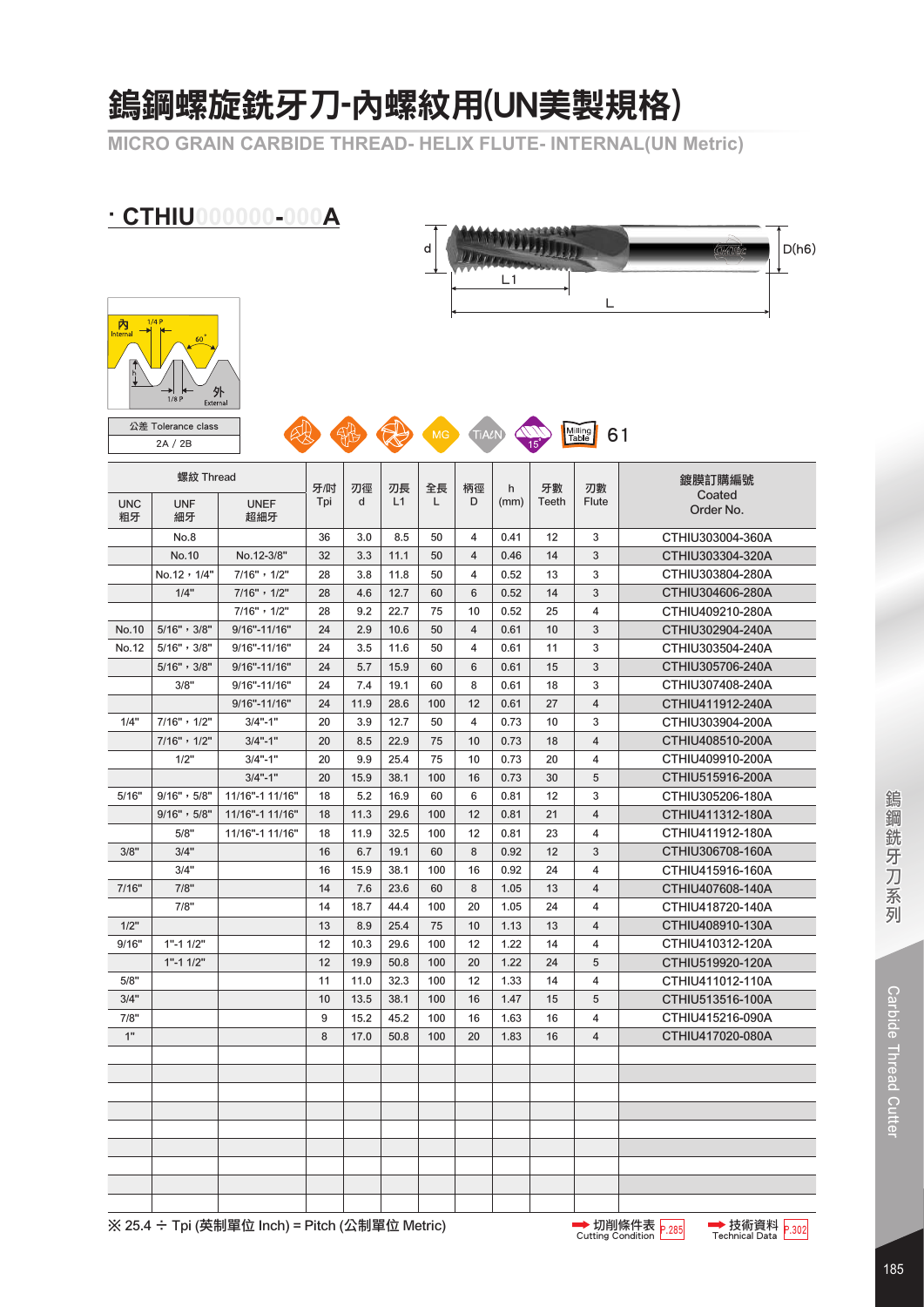# 鎢鋼螺旋銑牙刀-內螺紋用(UN美製規格)

## MICRO GRAIN CARBIDE THREAD- HELIX FLUTE- INTERNAL(UN Metric)

### · CTHIU000000-000A

d　L1　L　D(h6)

內 Internal　1/4 P　60°　h　1/8 P　外 External

| 公差 Tolerance class |
|---|
| 2A / 2B |

MG　TiAlN　15°　Milling Table 61

| 螺紋 Thread | | | 牙/吋 Tpi | 刃徑 d | 刃長 L1 | 全長 L | 柄徑 D | h (mm) | 牙數 Teeth | 刃數 Flute | 鍍膜訂購編號 Coated Order No. |
|---|---|---|---|---|---|---|---|---|---|---|---|
| UNC 粗牙 | UNF 細牙 | UNEF 超細牙 | | | | | | | | | |
| | No.8 | | 36 | 3.0 | 8.5 | 50 | 4 | 0.41 | 12 | 3 | CTHIU303004-360A |
| | No.10 | No.12-3/8" | 32 | 3.3 | 11.1 | 50 | 4 | 0.46 | 14 | 3 | CTHIU303304-320A |
| | No.12，1/4" | 7/16"，1/2" | 28 | 3.8 | 11.8 | 50 | 4 | 0.52 | 13 | 3 | CTHIU303804-280A |
| | 1/4" | 7/16"，1/2" | 28 | 4.6 | 12.7 | 60 | 6 | 0.52 | 14 | 3 | CTHIU304606-280A |
| | | 7/16"，1/2" | 28 | 9.2 | 22.7 | 75 | 10 | 0.52 | 25 | 4 | CTHIU409210-280A |
| No.10 | 5/16"，3/8" | 9/16"-11/16" | 24 | 2.9 | 10.6 | 50 | 4 | 0.61 | 10 | 3 | CTHIU302904-240A |
| No.12 | 5/16"，3/8" | 9/16"-11/16" | 24 | 3.5 | 11.6 | 50 | 4 | 0.61 | 11 | 3 | CTHIU303504-240A |
| | 5/16"，3/8" | 9/16"-11/16" | 24 | 5.7 | 15.9 | 60 | 6 | 0.61 | 15 | 3 | CTHIU305706-240A |
| | 3/8" | 9/16"-11/16" | 24 | 7.4 | 19.1 | 60 | 8 | 0.61 | 18 | 3 | CTHIU307408-240A |
| | | 9/16"-11/16" | 24 | 11.9 | 28.6 | 100 | 12 | 0.61 | 27 | 4 | CTHIU411912-240A |
| 1/4" | 7/16"，1/2" | 3/4"-1" | 20 | 3.9 | 12.7 | 50 | 4 | 0.73 | 10 | 3 | CTHIU303904-200A |
| | 7/16"，1/2" | 3/4"-1" | 20 | 8.5 | 22.9 | 75 | 10 | 0.73 | 18 | 4 | CTHIU408510-200A |
| | 1/2" | 3/4"-1" | 20 | 9.9 | 25.4 | 75 | 10 | 0.73 | 20 | 4 | CTHIU409910-200A |
| | | 3/4"-1" | 20 | 15.9 | 38.1 | 100 | 16 | 0.73 | 30 | 5 | CTHIU515916-200A |
| 5/16" | 9/16"，5/8" | 11/16"-1 11/16" | 18 | 5.2 | 16.9 | 60 | 6 | 0.81 | 12 | 3 | CTHIU305206-180A |
| | 9/16"，5/8" | 11/16"-1 11/16" | 18 | 11.3 | 29.6 | 100 | 12 | 0.81 | 21 | 4 | CTHIU411312-180A |
| | 5/8" | 11/16"-1 11/16" | 18 | 11.9 | 32.5 | 100 | 12 | 0.81 | 23 | 4 | CTHIU411912-180A |
| 3/8" | 3/4" | | 16 | 6.7 | 19.1 | 60 | 8 | 0.92 | 12 | 3 | CTHIU306708-160A |
| | 3/4" | | 16 | 15.9 | 38.1 | 100 | 16 | 0.92 | 24 | 4 | CTHIU415916-160A |
| 7/16" | 7/8" | | 14 | 7.6 | 23.6 | 60 | 8 | 1.05 | 13 | 4 | CTHIU407608-140A |
| | 7/8" | | 14 | 18.7 | 44.4 | 100 | 20 | 1.05 | 24 | 4 | CTHIU418720-140A |
| 1/2" | | | 13 | 8.9 | 25.4 | 75 | 10 | 1.13 | 13 | 4 | CTHIU408910-130A |
| 9/16" | 1"-1 1/2" | | 12 | 10.3 | 29.6 | 100 | 12 | 1.22 | 14 | 4 | CTHIU410312-120A |
| | 1"-1 1/2" | | 12 | 19.9 | 50.8 | 100 | 20 | 1.22 | 24 | 5 | CTHIU519920-120A |
| 5/8" | | | 11 | 11.0 | 32.3 | 100 | 12 | 1.33 | 14 | 4 | CTHIU411012-110A |
| 3/4" | | | 10 | 13.5 | 38.1 | 100 | 16 | 1.47 | 15 | 5 | CTHIU513516-100A |
| 7/8" | | | 9 | 15.2 | 45.2 | 100 | 16 | 1.63 | 16 | 4 | CTHIU415216-090A |
| 1" | | | 8 | 17.0 | 50.8 | 100 | 20 | 1.83 | 16 | 4 | CTHIU417020-080A |

※ 25.4 ÷ Tpi (英制單位 Inch) = Pitch (公制單位 Metric)

切削條件表 Cutting Condition P.285　技術資料 Technical Data P.302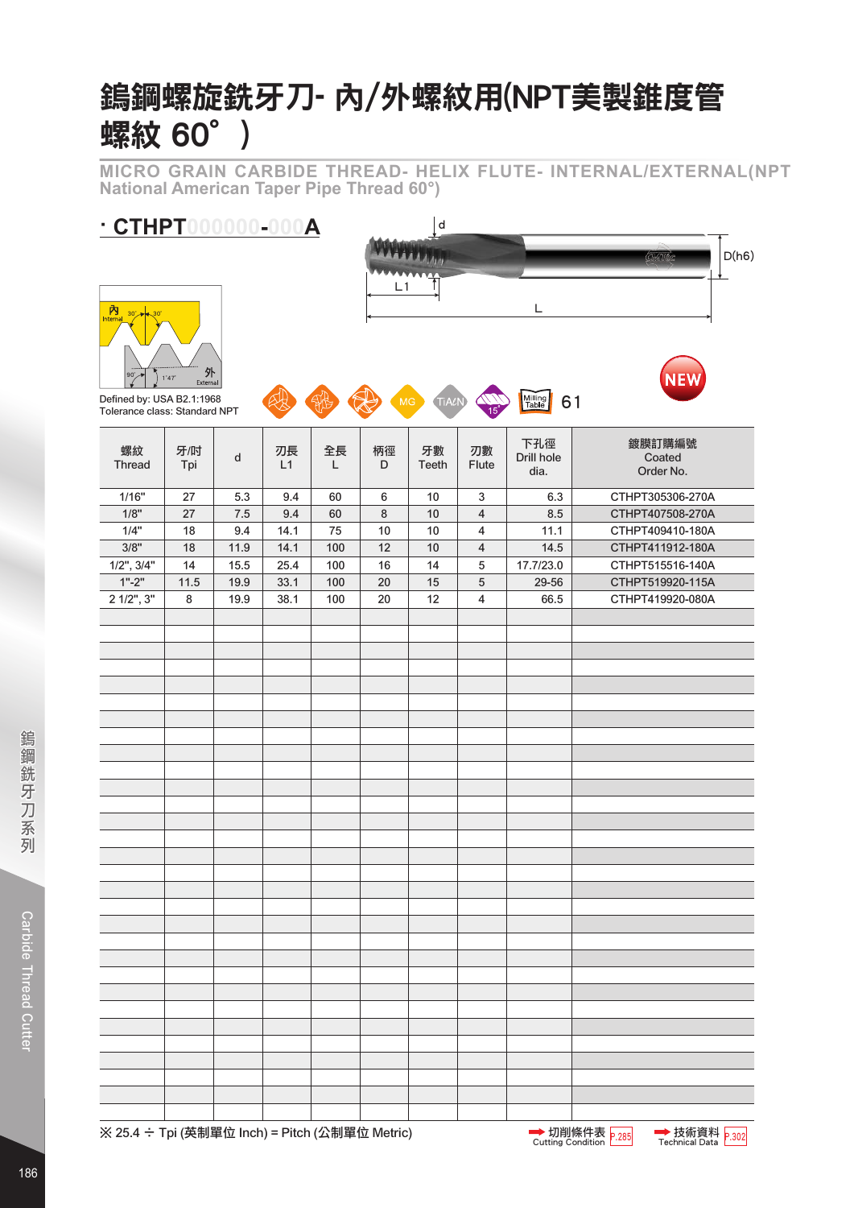# 鎢鋼螺旋銑牙刀- 內/外螺紋用(NPT美製錐度管螺紋 60°)

MICRO GRAIN CARBIDE THREAD- HELIX FLUTE- INTERNAL/EXTERNAL(NPT National American Taper Pipe Thread 60°)

## · CTHPT000000-000A

d

D(h6)

L1

L

內 Internal 30° 30°

90° 1°47' 外 External

Defined by: USA B2.1:1968
Tolerance class: Standard NPT

MG TiAlN 15° Milling Table 61

NEW

| 螺紋 Thread | 牙/吋 Tpi | d | 刃長 L1 | 全長 L | 柄徑 D | 牙數 Teeth | 刃數 Flute | 下孔徑 Drill hole dia. | 鍍膜訂購編號 Coated Order No. |
|---|---|---|---|---|---|---|---|---|---|
| 1/16" | 27 | 5.3 | 9.4 | 60 | 6 | 10 | 3 | 6.3 | CTHPT305306-270A |
| 1/8" | 27 | 7.5 | 9.4 | 60 | 8 | 10 | 4 | 8.5 | CTHPT407508-270A |
| 1/4" | 18 | 9.4 | 14.1 | 75 | 10 | 10 | 4 | 11.1 | CTHPT409410-180A |
| 3/8" | 18 | 11.9 | 14.1 | 100 | 12 | 10 | 4 | 14.5 | CTHPT411912-180A |
| 1/2", 3/4" | 14 | 15.5 | 25.4 | 100 | 16 | 14 | 5 | 17.7/23.0 | CTHPT515516-140A |
| 1"-2" | 11.5 | 19.9 | 33.1 | 100 | 20 | 15 | 5 | 29-56 | CTHPT519920-115A |
| 2 1/2", 3" | 8 | 19.9 | 38.1 | 100 | 20 | 12 | 4 | 66.5 | CTHPT419920-080A |

※ 25.4 ÷ Tpi (英制單位 Inch) = Pitch (公制單位 Metric)

切削條件表 Cutting Condition P.285　技術資料 Technical Data P.302